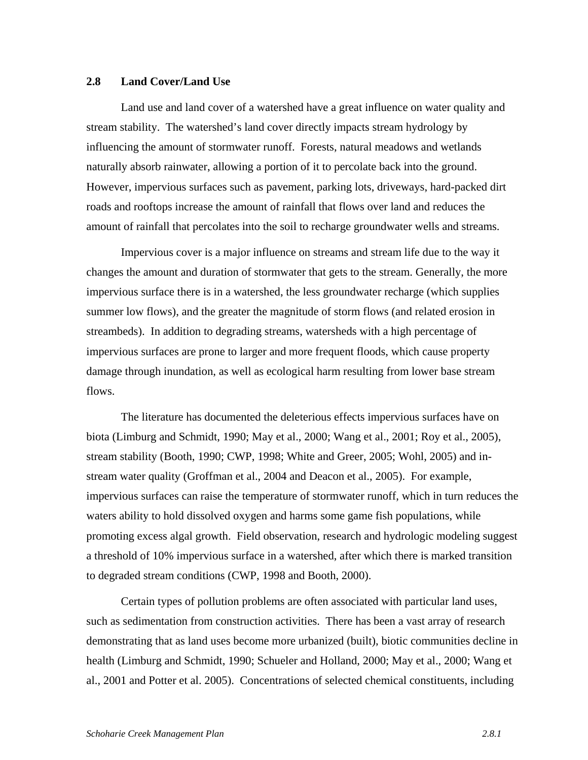## 2.8 Land Cover/Land Use

Land use and land cover of a watershed have a great influence on water quality and stream stability. The watershed's land cover directly impacts stream hydrology by influencing the amount of stormwater runoff. Forests, natural meadows and wetlands naturally absorb rainwater, allowing a portion of it to percolate back into the ground. However, impervious surfaces such as pavement, parking lots, driveways, hard-packed dirt roads and rooftops increase the amount of rainfall that flows over land and reduces the amount of rainfall that percolates into the soil to recharge groundwater wells and streams.

Impervious cover is a major influence on streams and stream life due to the way it changes the amount and duration of stormwater that gets to the stream. Generally, the more impervious surface there is in a watershed, the less groundwater recharge (which supplies summer low flows), and the greater the magnitude of storm flows (and related erosion in streambeds). In addition to degrading streams, watersheds with a high percentage of impervious surfaces are prone to larger and more frequent floods, which cause property damage through inundation, as well as ecological harm resulting from lower base stream flows.

The literature has documented the deleterious effects impervious surfaces have on biota (Limburg and Schmidt, 1990; May et al., 2000; Wang et al., 2001; Roy et al., 2005), stream stability (Booth, 1990; CWP, 1998; White and Greer, 2005; Wohl, 2005) and in-stream water quality (Groffman et al., 2004 and Deacon et al., 2005). For example, impervious surfaces can raise the temperature of stormwater runoff, which in turn reduces the waters ability to hold dissolved oxygen and harms some game fish populations, while promoting excess algal growth. Field observation, research and hydrologic modeling suggest a threshold of 10% impervious surface in a watershed, after which there is marked transition to degraded stream conditions (CWP, 1998 and Booth, 2000).

Certain types of pollution problems are often associated with particular land uses, such as sedimentation from construction activities. There has been a vast array of research demonstrating that as land uses become more urbanized (built), biotic communities decline in health (Limburg and Schmidt, 1990; Schueler and Holland, 2000; May et al., 2000; Wang et al., 2001 and Potter et al. 2005). Concentrations of selected chemical constituents, including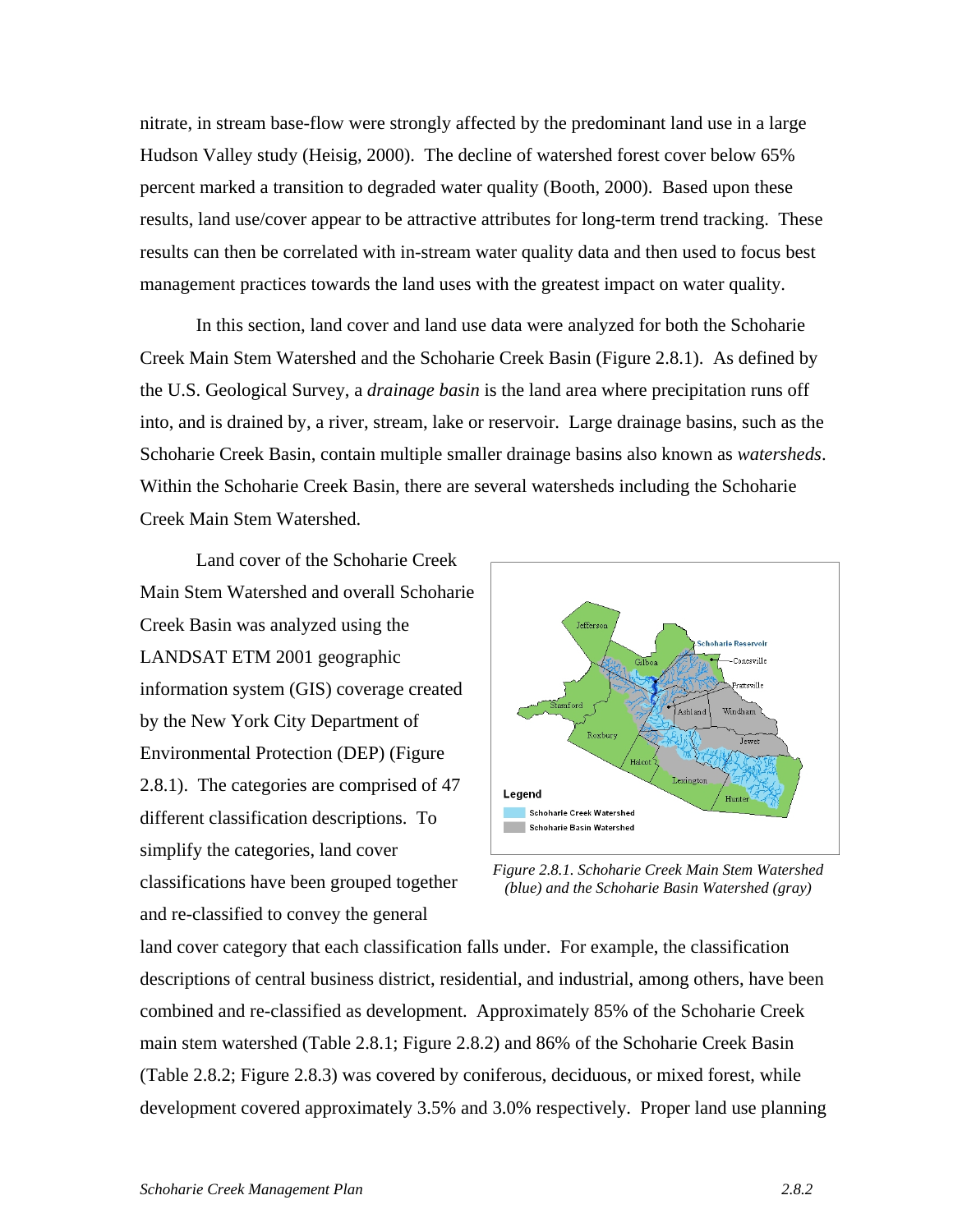nitrate, in stream base-flow were strongly affected by the predominant land use in a large Hudson Valley study (Heisig, 2000). The decline of watershed forest cover below 65% percent marked a transition to degraded water quality (Booth, 2000). Based upon these results, land use/cover appear to be attractive attributes for long-term trend tracking. These results can then be correlated with in-stream water quality data and then used to focus best management practices towards the land uses with the greatest impact on water quality.

In this section, land cover and land use data were analyzed for both the Schoharie Creek Main Stem Watershed and the Schoharie Creek Basin (Figure 2.8.1). As defined by the U.S. Geological Survey, a *drainage basin* is the land area where precipitation runs off into, and is drained by, a river, stream, lake or reservoir. Large drainage basins, such as the Schoharie Creek Basin, contain multiple smaller drainage basins also known as *watersheds*. Within the Schoharie Creek Basin, there are several watersheds including the Schoharie Creek Main Stem Watershed.

Land cover of the Schoharie Creek Main Stem Watershed and overall Schoharie Creek Basin was analyzed using the LANDSAT ETM 2001 geographic information system (GIS) coverage created by the New York City Department of Environmental Protection (DEP) (Figure 2.8.1). The categories are comprised of 47 different classification descriptions. To simplify the categories, land cover classifications have been grouped together and re-classified to convey the general land cover category that each classification falls under. For example, the classification descriptions of central business district, residential, and industrial, among others, have been combined and re-classified as development. Approximately 85% of the Schoharie Creek main stem watershed (Table 2.8.1; Figure 2.8.2) and 86% of the Schoharie Creek Basin (Table 2.8.2; Figure 2.8.3) was covered by coniferous, deciduous, or mixed forest, while development covered approximately 3.5% and 3.0% respectively. Proper land use planning

*Figure 2.8.1. Schoharie Creek Main Stem Watershed (blue) and the Schoharie Basin Watershed (gray)*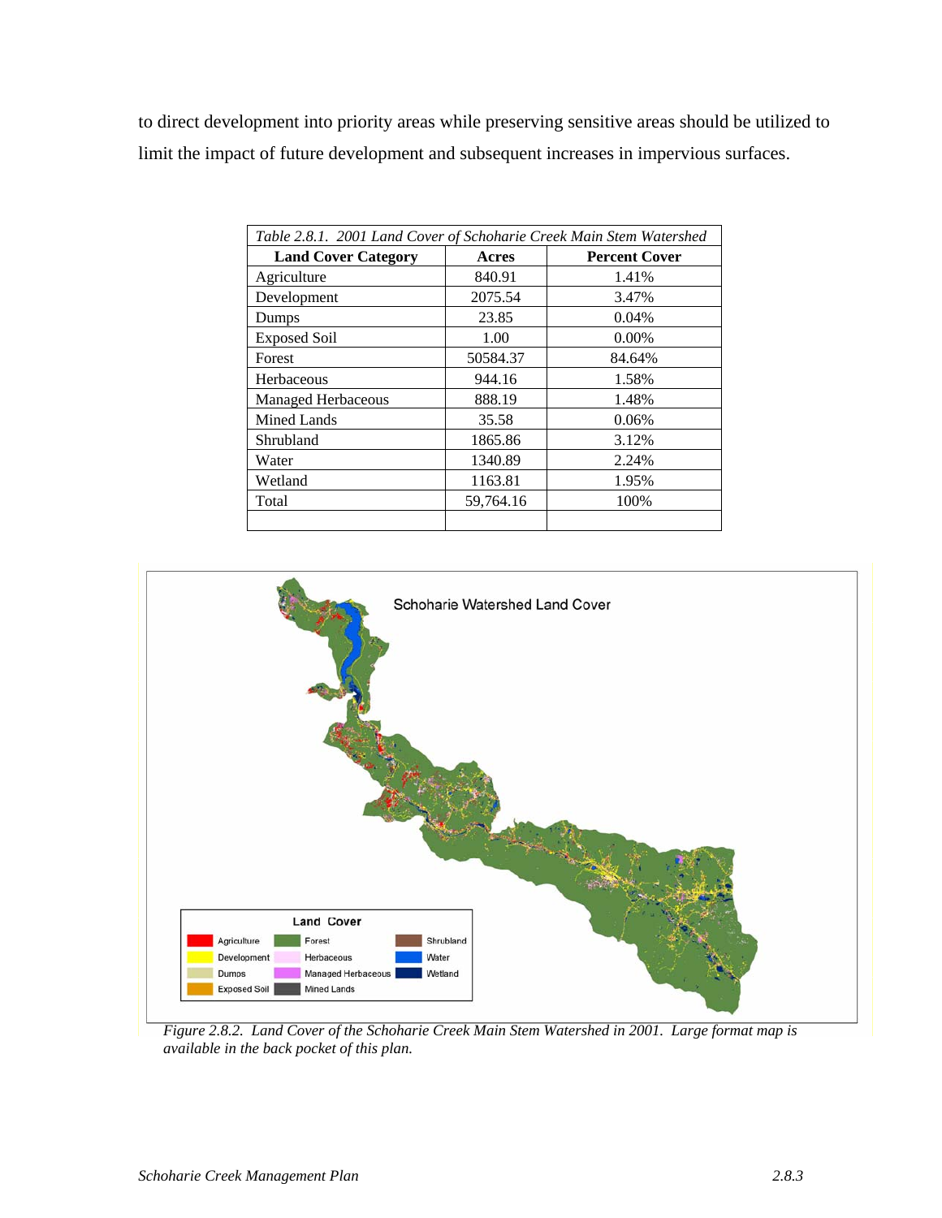to direct development into priority areas while preserving sensitive areas should be utilized to limit the impact of future development and subsequent increases in impervious surfaces.

*Table 2.8.1. 2001 Land Cover of Schoharie Creek Main Stem Watershed*

| Land Cover Category | Acres | Percent Cover |
|---|---|---|
| Agriculture | 840.91 | 1.41% |
| Development | 2075.54 | 3.47% |
| Dumps | 23.85 | 0.04% |
| Exposed Soil | 1.00 | 0.00% |
| Forest | 50584.37 | 84.64% |
| Herbaceous | 944.16 | 1.58% |
| Managed Herbaceous | 888.19 | 1.48% |
| Mined Lands | 35.58 | 0.06% |
| Shrubland | 1865.86 | 3.12% |
| Water | 1340.89 | 2.24% |
| Wetland | 1163.81 | 1.95% |
| Total | 59,764.16 | 100% |
| | | |

*Figure 2.8.2. Land Cover of the Schoharie Creek Main Stem Watershed in 2001. Large format map is available in the back pocket of this plan.*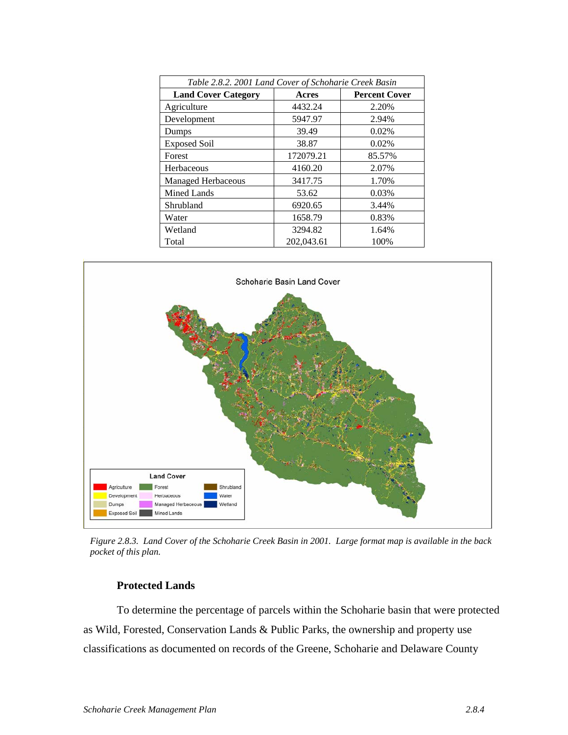*Table 2.8.2. 2001 Land Cover of Schoharie Creek Basin*

| Land Cover Category | Acres | Percent Cover |
|---|---|---|
| Agriculture | 4432.24 | 2.20% |
| Development | 5947.97 | 2.94% |
| Dumps | 39.49 | 0.02% |
| Exposed Soil | 38.87 | 0.02% |
| Forest | 172079.21 | 85.57% |
| Herbaceous | 4160.20 | 2.07% |
| Managed Herbaceous | 3417.75 | 1.70% |
| Mined Lands | 53.62 | 0.03% |
| Shrubland | 6920.65 | 3.44% |
| Water | 1658.79 | 0.83% |
| Wetland | 3294.82 | 1.64% |
| Total | 202,043.61 | 100% |

*Figure 2.8.3. Land Cover of the Schoharie Creek Basin in 2001. Large format map is available in the back pocket of this plan.*

### Protected Lands

To determine the percentage of parcels within the Schoharie basin that were protected as Wild, Forested, Conservation Lands & Public Parks, the ownership and property use classifications as documented on records of the Greene, Schoharie and Delaware County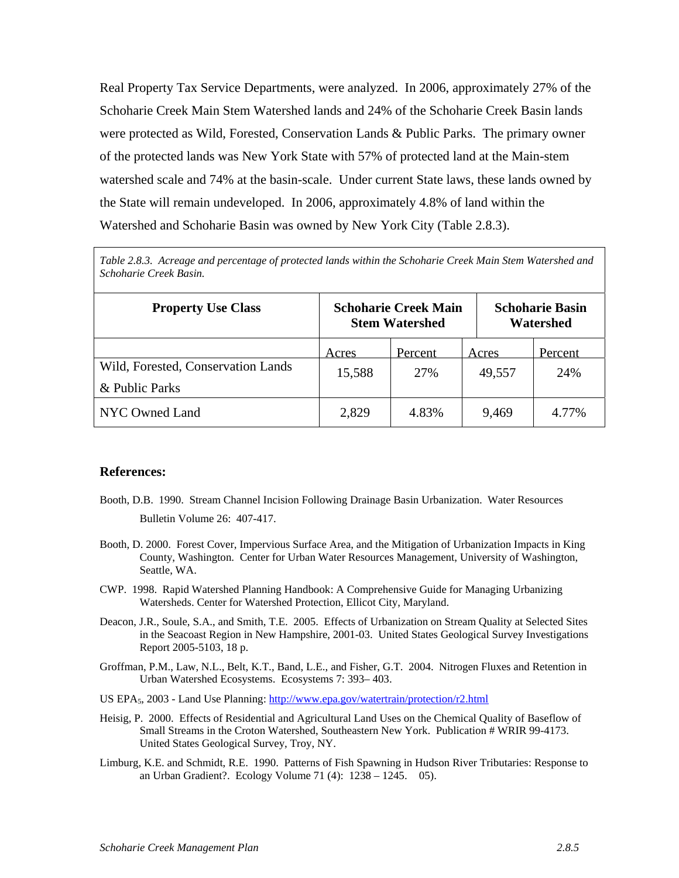Real Property Tax Service Departments, were analyzed. In 2006, approximately 27% of the Schoharie Creek Main Stem Watershed lands and 24% of the Schoharie Creek Basin lands were protected as Wild, Forested, Conservation Lands & Public Parks. The primary owner of the protected lands was New York State with 57% of protected land at the Main-stem watershed scale and 74% at the basin-scale. Under current State laws, these lands owned by the State will remain undeveloped. In 2006, approximately 4.8% of land within the Watershed and Schoharie Basin was owned by New York City (Table 2.8.3).

*Table 2.8.3. Acreage and percentage of protected lands within the Schoharie Creek Main Stem Watershed and Schoharie Creek Basin.*

| **Property Use Class** | **Schoharie Creek Main Stem Watershed** | | **Schoharie Basin Watershed** | |
|---|---|---|---|---|
| | Acres | Percent | Acres | Percent |
| Wild, Forested, Conservation Lands & Public Parks | 15,588 | 27% | 49,557 | 24% |
| NYC Owned Land | 2,829 | 4.83% | 9,469 | 4.77% |

## References:

Booth, D.B. 1990. Stream Channel Incision Following Drainage Basin Urbanization. Water Resources Bulletin Volume 26: 407-417.

Booth, D. 2000. Forest Cover, Impervious Surface Area, and the Mitigation of Urbanization Impacts in King County, Washington. Center for Urban Water Resources Management, University of Washington, Seattle, WA.

CWP. 1998. Rapid Watershed Planning Handbook: A Comprehensive Guide for Managing Urbanizing Watersheds. Center for Watershed Protection, Ellicot City, Maryland.

Deacon, J.R., Soule, S.A., and Smith, T.E. 2005. Effects of Urbanization on Stream Quality at Selected Sites in the Seacoast Region in New Hampshire, 2001-03. United States Geological Survey Investigations Report 2005-5103, 18 p.

Groffman, P.M., Law, N.L., Belt, K.T., Band, L.E., and Fisher, G.T. 2004. Nitrogen Fluxes and Retention in Urban Watershed Ecosystems. Ecosystems 7: 393– 403.

US EPA$_5$, 2003 - Land Use Planning: http://www.epa.gov/watertrain/protection/r2.html

Heisig, P. 2000. Effects of Residential and Agricultural Land Uses on the Chemical Quality of Baseflow of Small Streams in the Croton Watershed, Southeastern New York. Publication # WRIR 99-4173. United States Geological Survey, Troy, NY.

Limburg, K.E. and Schmidt, R.E. 1990. Patterns of Fish Spawning in Hudson River Tributaries: Response to an Urban Gradient?. Ecology Volume 71 (4): 1238 – 1245. 05).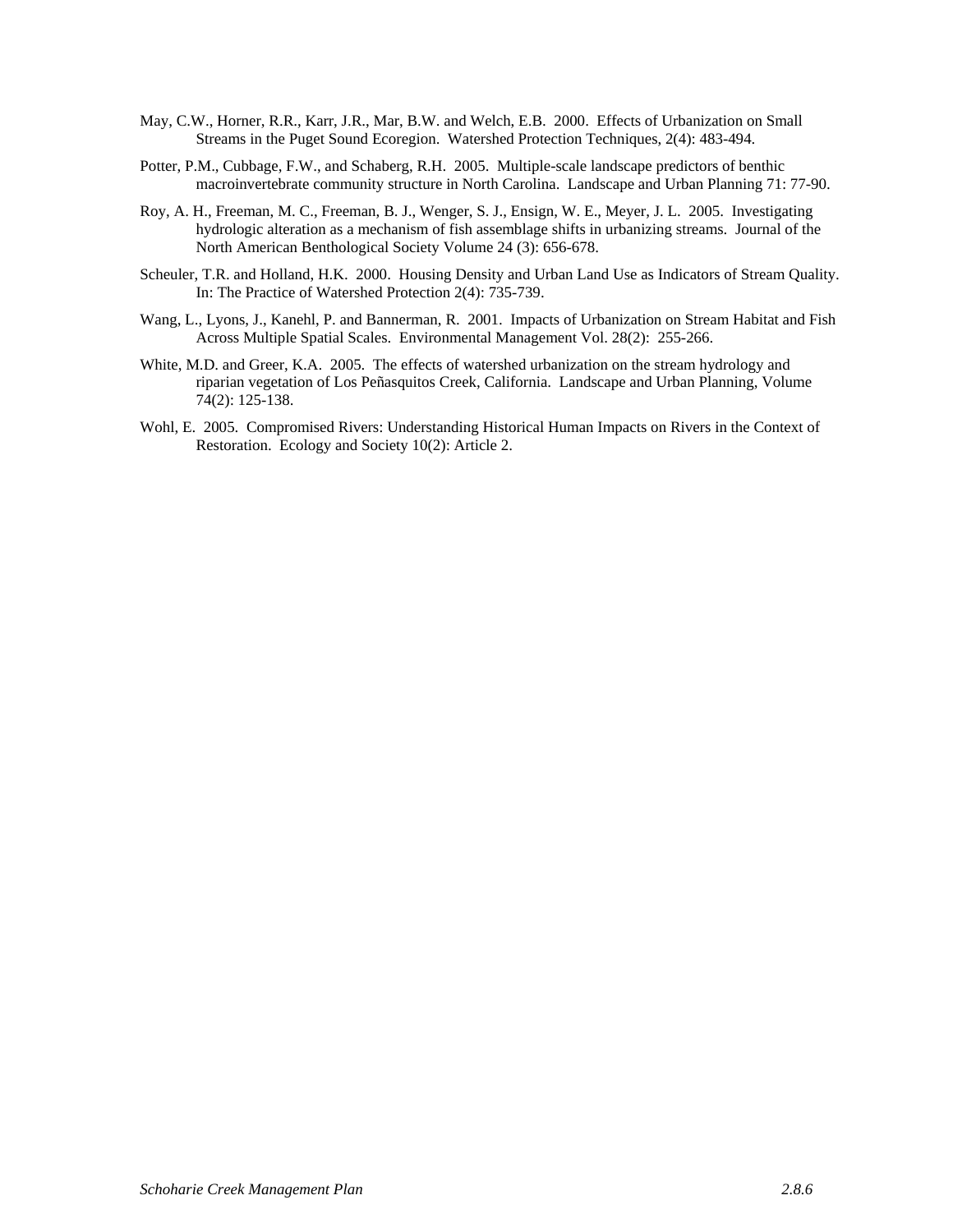May, C.W., Horner, R.R., Karr, J.R., Mar, B.W. and Welch, E.B. 2000. Effects of Urbanization on Small Streams in the Puget Sound Ecoregion. Watershed Protection Techniques, 2(4): 483-494.

Potter, P.M., Cubbage, F.W., and Schaberg, R.H. 2005. Multiple-scale landscape predictors of benthic macroinvertebrate community structure in North Carolina. Landscape and Urban Planning 71: 77-90.

Roy, A. H., Freeman, M. C., Freeman, B. J., Wenger, S. J., Ensign, W. E., Meyer, J. L. 2005. Investigating hydrologic alteration as a mechanism of fish assemblage shifts in urbanizing streams. Journal of the North American Benthological Society Volume 24 (3): 656-678.

Scheuler, T.R. and Holland, H.K. 2000. Housing Density and Urban Land Use as Indicators of Stream Quality. In: The Practice of Watershed Protection 2(4): 735-739.

Wang, L., Lyons, J., Kanehl, P. and Bannerman, R. 2001. Impacts of Urbanization on Stream Habitat and Fish Across Multiple Spatial Scales. Environmental Management Vol. 28(2): 255-266.

White, M.D. and Greer, K.A. 2005. The effects of watershed urbanization on the stream hydrology and riparian vegetation of Los Peñasquitos Creek, California. Landscape and Urban Planning, Volume 74(2): 125-138.

Wohl, E. 2005. Compromised Rivers: Understanding Historical Human Impacts on Rivers in the Context of Restoration. Ecology and Society 10(2): Article 2.